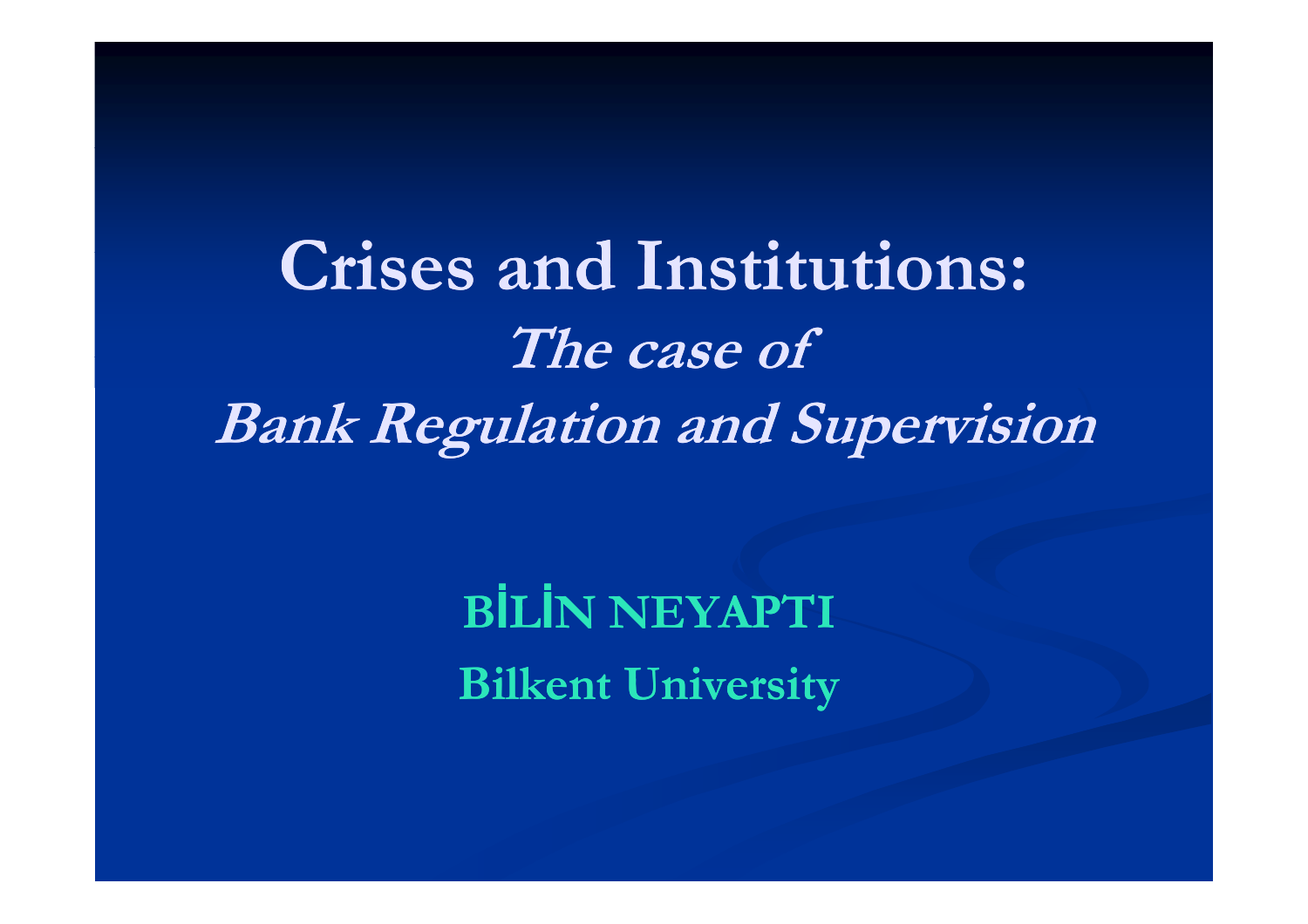# Crises and Institutions:

## *The case of Bank Regulation and Supervision*

**BİLİN NEYAPTI**

**Bilkent University**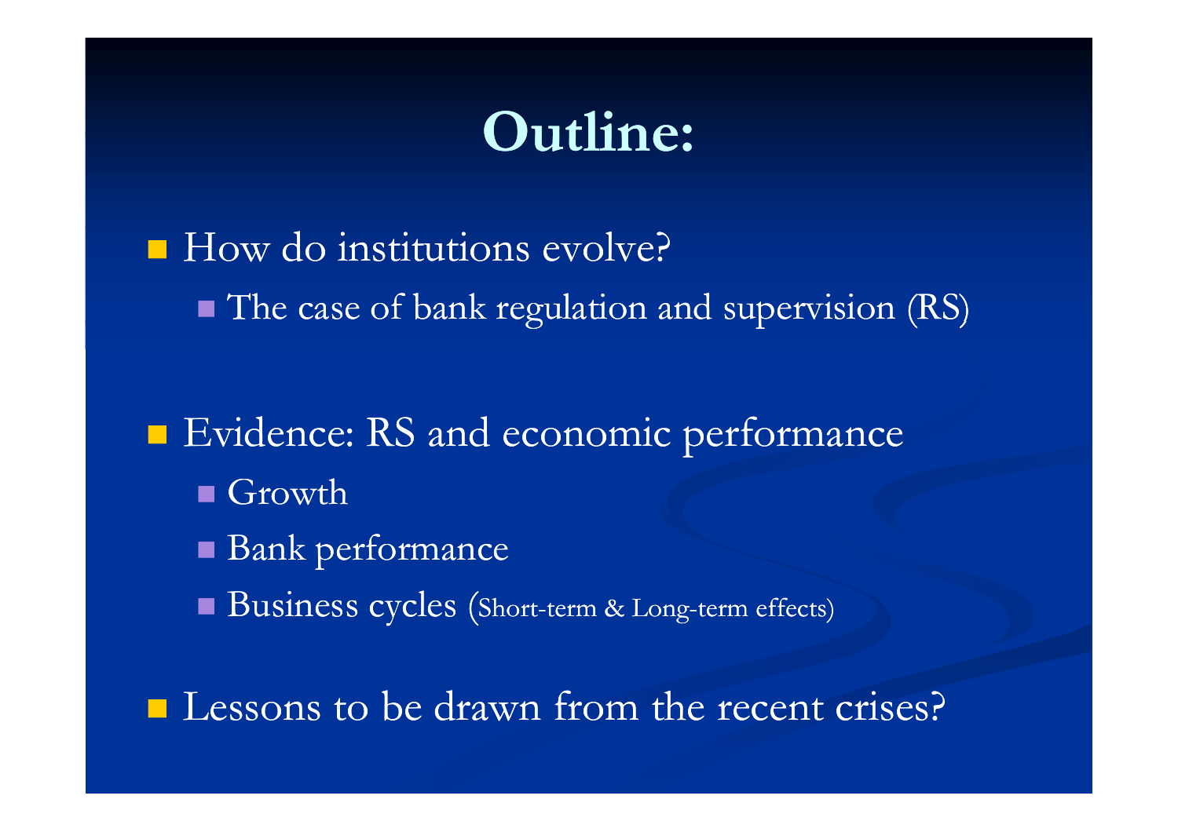# Outline:

- How do institutions evolve?
  - The case of bank regulation and supervision (RS)

- Evidence: RS and economic performance
  - Growth
  - Bank performance
  - Business cycles (Short-term & Long-term effects)

- Lessons to be drawn from the recent crises?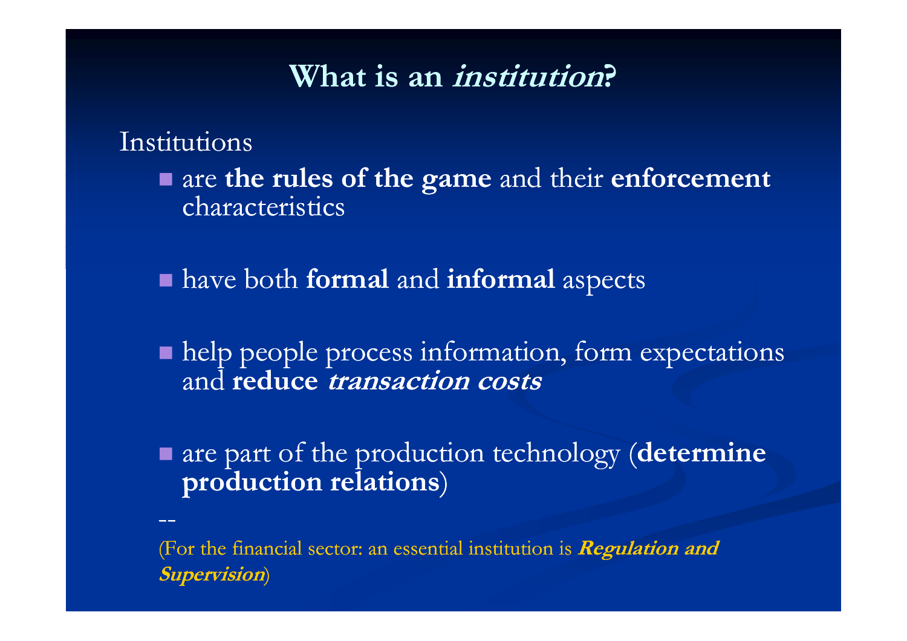# What is an *institution*?

Institutions

- are **the rules of the game** and their **enforcement** characteristics

- have both **formal** and **informal** aspects

- help people process information, form expectations and **reduce *transaction costs***

- are part of the production technology (**determine production relations**)

--

(For the financial sector: an essential institution is ***Regulation and Supervision***)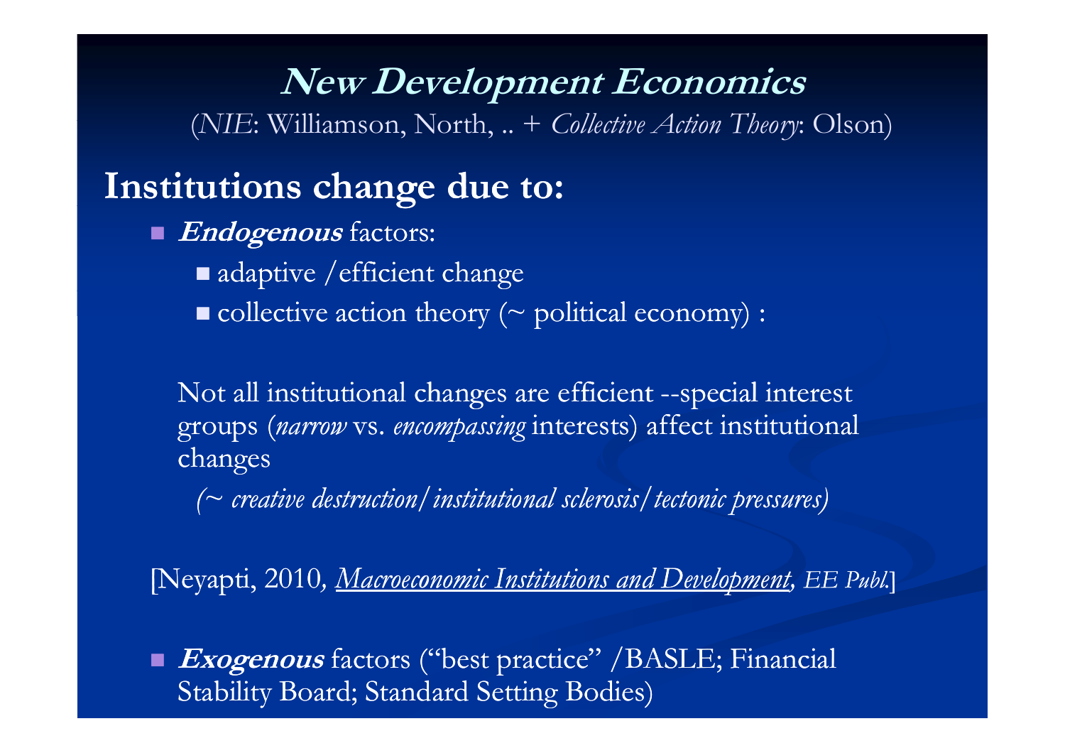## **New Development Economics**

(*NIE*: Williamson, North, .. + *Collective Action Theory*: Olson)

# Institutions change due to:

- ***Endogenous*** factors:
  - adaptive /efficient change
  - collective action theory (~ political economy) :

  Not all institutional changes are efficient --special interest groups (*narrow* vs. *encompassing* interests) affect institutional changes

  *(~ creative destruction/institutional sclerosis/tectonic pressures)*

  [Neyapti, 2010, *Macroeconomic Institutions and Development*, *EE Publ.*]

- ***Exogenous*** factors ("best practice" /BASLE; Financial Stability Board; Standard Setting Bodies)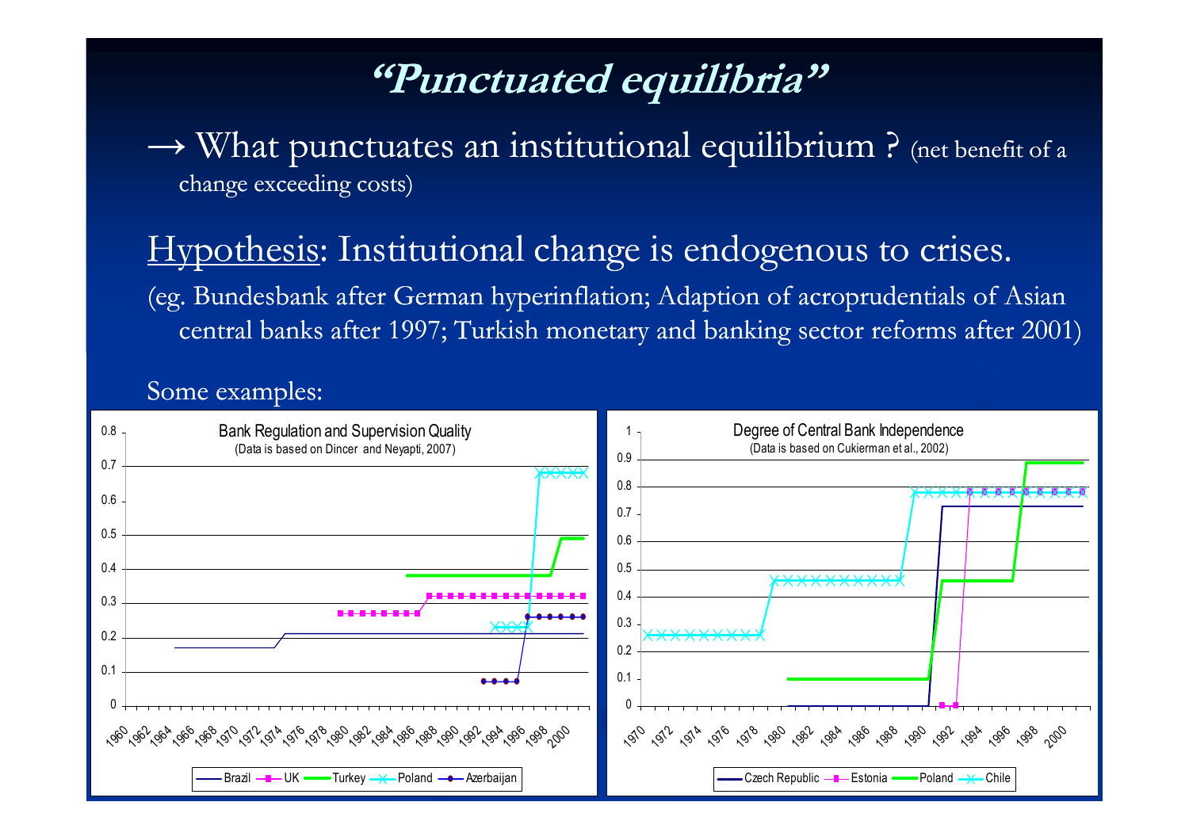# "Punctuated equilibria"

→ What punctuates an institutional equilibrium ? (net benefit of a change exceeding costs)

Hypothesis: Institutional change is endogenous to crises.

(eg. Bundesbank after German hyperinflation; Adaption of acroprudentials of Asian central banks after 1997; Turkish monetary and banking sector reforms after 2001)

Some examples:

**Bank Regulation and Supervision Quality**
(Data is based on Dincer and Neyapti, 2007)

Legend: Brazil, UK, Turkey, Poland, Azerbaijan

**Degree of Central Bank Independence**
(Data is based on Cukierman et al., 2002)

Legend: Czech Republic, Estonia, Poland, Chile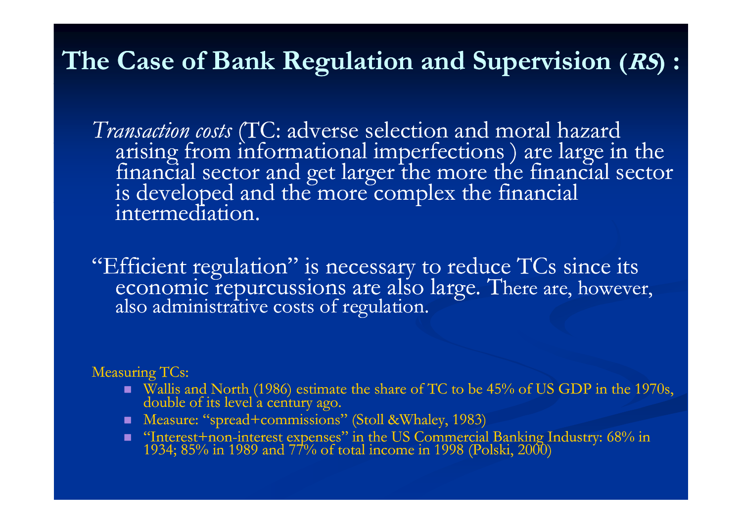## The Case of Bank Regulation and Supervision (*RS*) :

*Transaction costs* (TC: adverse selection and moral hazard arising from informational imperfections ) are large in the financial sector and get larger the more the financial sector is developed and the more complex the financial intermediation.

"Efficient regulation" is necessary to reduce TCs since its economic repurcussions are also large. There are, however, also administrative costs of regulation.

Measuring TCs:

- Wallis and North (1986) estimate the share of TC to be 45% of US GDP in the 1970s, double of its level a century ago.
- Measure: "spread+commissions" (Stoll &Whaley, 1983)
- "Interest+non-interest expenses" in the US Commercial Banking Industry: 68% in 1934; 85% in 1989 and 77% of total income in 1998 (Polski, 2000)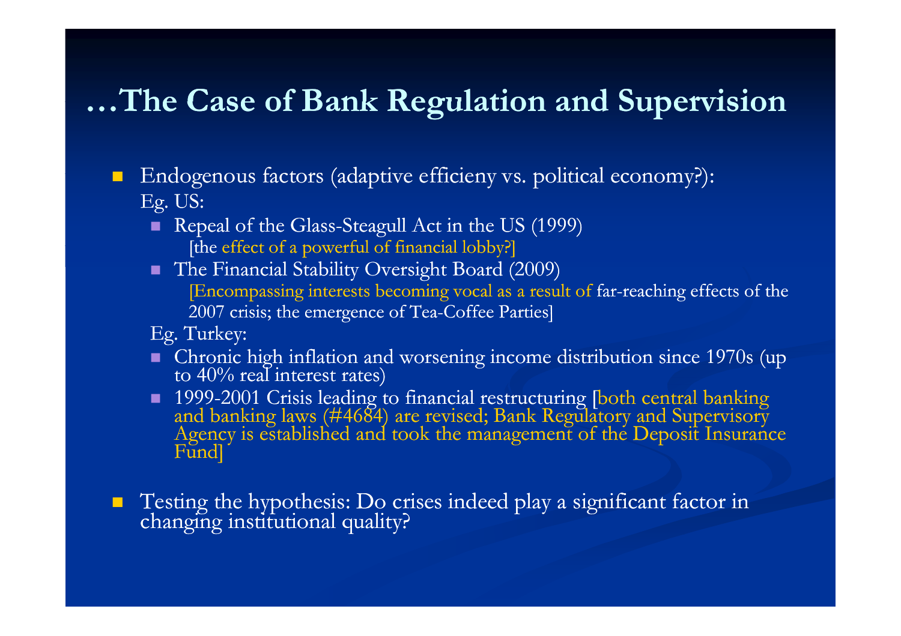# …The Case of Bank Regulation and Supervision

- Endogenous factors (adaptive efficieny vs. political economy?):
  Eg. US:
  - Repeal of the Glass-Steagull Act in the US (1999)
    [the effect of a powerful of financial lobby?]
  - The Financial Stability Oversight Board (2009)
    [Encompassing interests becoming vocal as a result of far-reaching effects of the 2007 crisis; the emergence of Tea-Coffee Parties]

  Eg. Turkey:
  - Chronic high inflation and worsening income distribution since 1970s (up to 40% real interest rates)
  - 1999-2001 Crisis leading to financial restructuring [both central banking and banking laws (#4684) are revised; Bank Regulatory and Supervisory Agency is established and took the management of the Deposit Insurance Fund]

- Testing the hypothesis: Do crises indeed play a significant factor in changing institutional quality?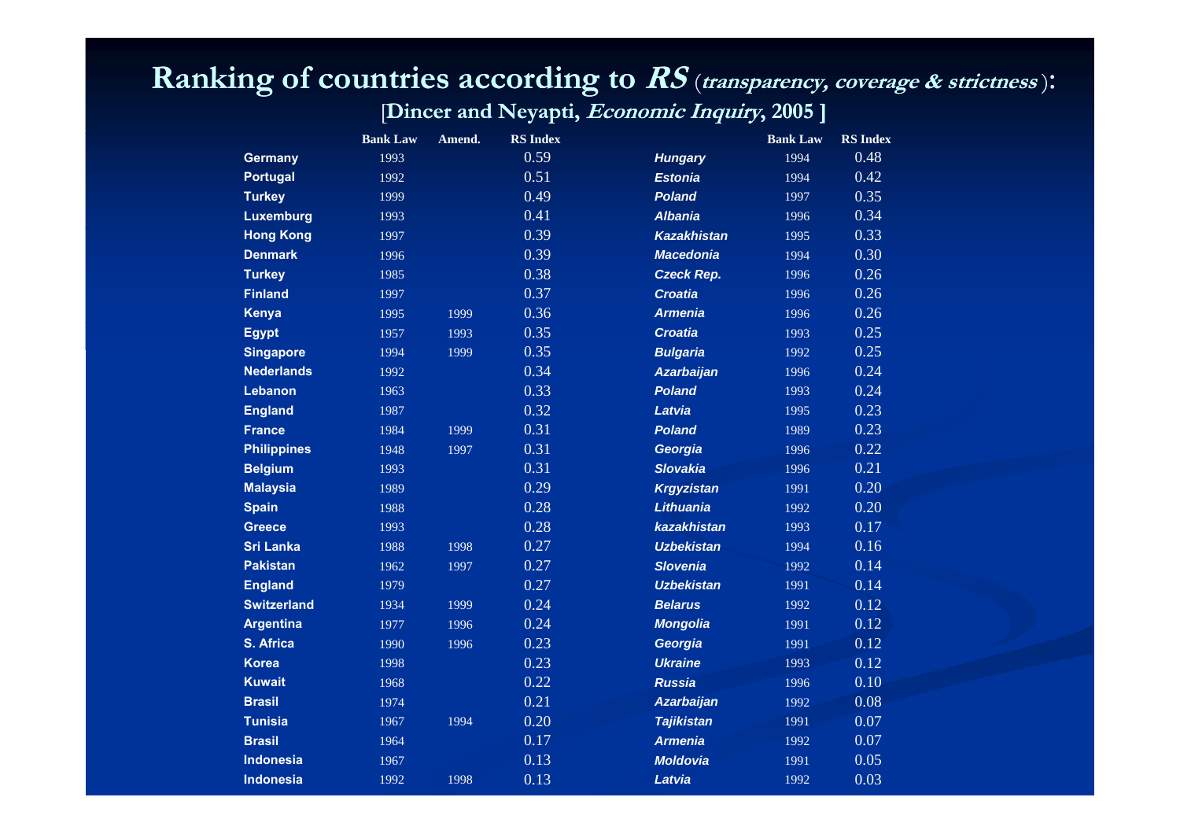# Ranking of countries according to *RS* (*transparency, coverage & strictness*):

## [Dincer and Neyapti, *Economic Inquiry*, 2005 ]

| | Bank Law | Amend. | RS Index |
|---|---|---|---|
| Germany | 1993 | | 0.59 |
| Portugal | 1992 | | 0.51 |
| Turkey | 1999 | | 0.49 |
| Luxemburg | 1993 | | 0.41 |
| Hong Kong | 1997 | | 0.39 |
| Denmark | 1996 | | 0.39 |
| Turkey | 1985 | | 0.38 |
| Finland | 1997 | | 0.37 |
| Kenya | 1995 | 1999 | 0.36 |
| Egypt | 1957 | 1993 | 0.35 |
| Singapore | 1994 | 1999 | 0.35 |
| Nederlands | 1992 | | 0.34 |
| Lebanon | 1963 | | 0.33 |
| England | 1987 | | 0.32 |
| France | 1984 | 1999 | 0.31 |
| Philippines | 1948 | 1997 | 0.31 |
| Belgium | 1993 | | 0.31 |
| Malaysia | 1989 | | 0.29 |
| Spain | 1988 | | 0.28 |
| Greece | 1993 | | 0.28 |
| Sri Lanka | 1988 | 1998 | 0.27 |
| Pakistan | 1962 | 1997 | 0.27 |
| England | 1979 | | 0.27 |
| Switzerland | 1934 | 1999 | 0.24 |
| Argentina | 1977 | 1996 | 0.24 |
| S. Africa | 1990 | 1996 | 0.23 |
| Korea | 1998 | | 0.23 |
| Kuwait | 1968 | | 0.22 |
| Brasil | 1974 | | 0.21 |
| Tunisia | 1967 | 1994 | 0.20 |
| Brasil | 1964 | | 0.17 |
| Indonesia | 1967 | | 0.13 |
| Indonesia | 1992 | 1998 | 0.13 |

| | Bank Law | RS Index |
|---|---|---|
| *Hungary* | 1994 | 0.48 |
| *Estonia* | 1994 | 0.42 |
| *Poland* | 1997 | 0.35 |
| *Albania* | 1996 | 0.34 |
| *Kazakhistan* | 1995 | 0.33 |
| *Macedonia* | 1994 | 0.30 |
| *Czeck Rep.* | 1996 | 0.26 |
| *Croatia* | 1996 | 0.26 |
| *Armenia* | 1996 | 0.26 |
| *Croatia* | 1993 | 0.25 |
| *Bulgaria* | 1992 | 0.25 |
| *Azarbaijan* | 1996 | 0.24 |
| *Poland* | 1993 | 0.24 |
| *Latvia* | 1995 | 0.23 |
| *Poland* | 1989 | 0.23 |
| *Georgia* | 1996 | 0.22 |
| *Slovakia* | 1996 | 0.21 |
| *Krgyzistan* | 1991 | 0.20 |
| *Lithuania* | 1992 | 0.20 |
| *kazakhistan* | 1993 | 0.17 |
| *Uzbekistan* | 1994 | 0.16 |
| *Slovenia* | 1992 | 0.14 |
| *Uzbekistan* | 1991 | 0.14 |
| *Belarus* | 1992 | 0.12 |
| *Mongolia* | 1991 | 0.12 |
| *Georgia* | 1991 | 0.12 |
| *Ukraine* | 1993 | 0.12 |
| *Russia* | 1996 | 0.10 |
| *Azarbaijan* | 1992 | 0.08 |
| *Tajikistan* | 1991 | 0.07 |
| *Armenia* | 1992 | 0.07 |
| *Moldovia* | 1991 | 0.05 |
| *Latvia* | 1992 | 0.03 |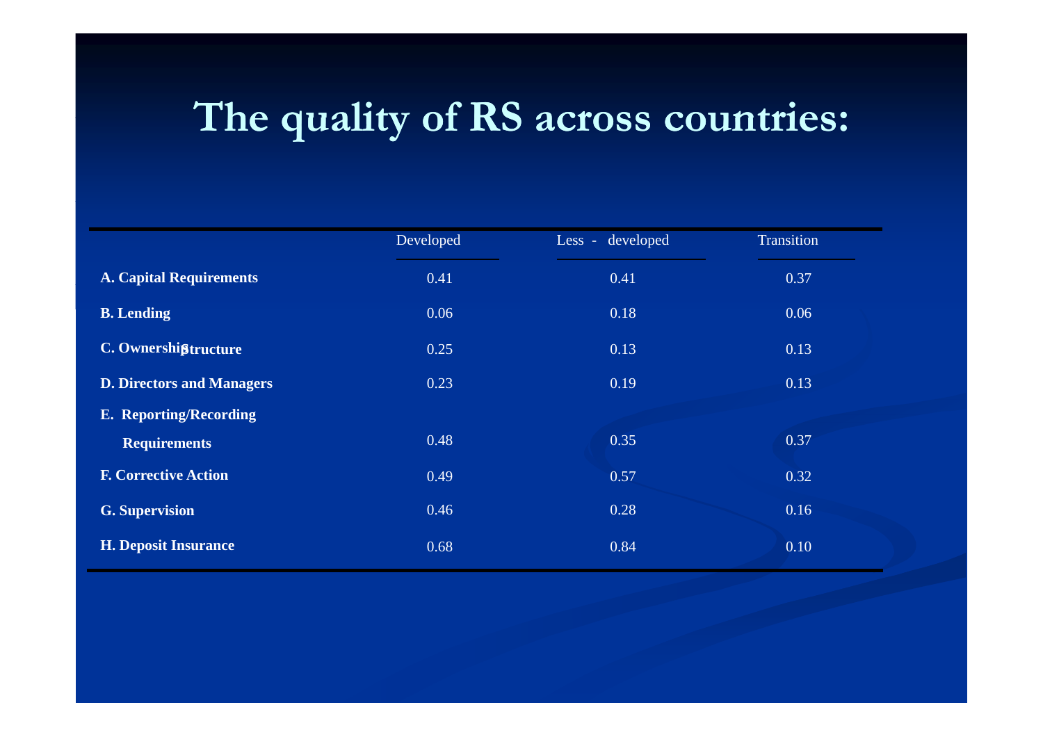# The quality of RS across countries:

| | Developed | Less - developed | Transition |
|---|---|---|---|
| **A. Capital Requirements** | 0.41 | 0.41 | 0.37 |
| **B. Lending** | 0.06 | 0.18 | 0.06 |
| **C. Ownership Structure** | 0.25 | 0.13 | 0.13 |
| **D. Directors and Managers** | 0.23 | 0.19 | 0.13 |
| **E. Reporting/Recording Requirements** | 0.48 | 0.35 | 0.37 |
| **F. Corrective Action** | 0.49 | 0.57 | 0.32 |
| **G. Supervision** | 0.46 | 0.28 | 0.16 |
| **H. Deposit Insurance** | 0.68 | 0.84 | 0.10 |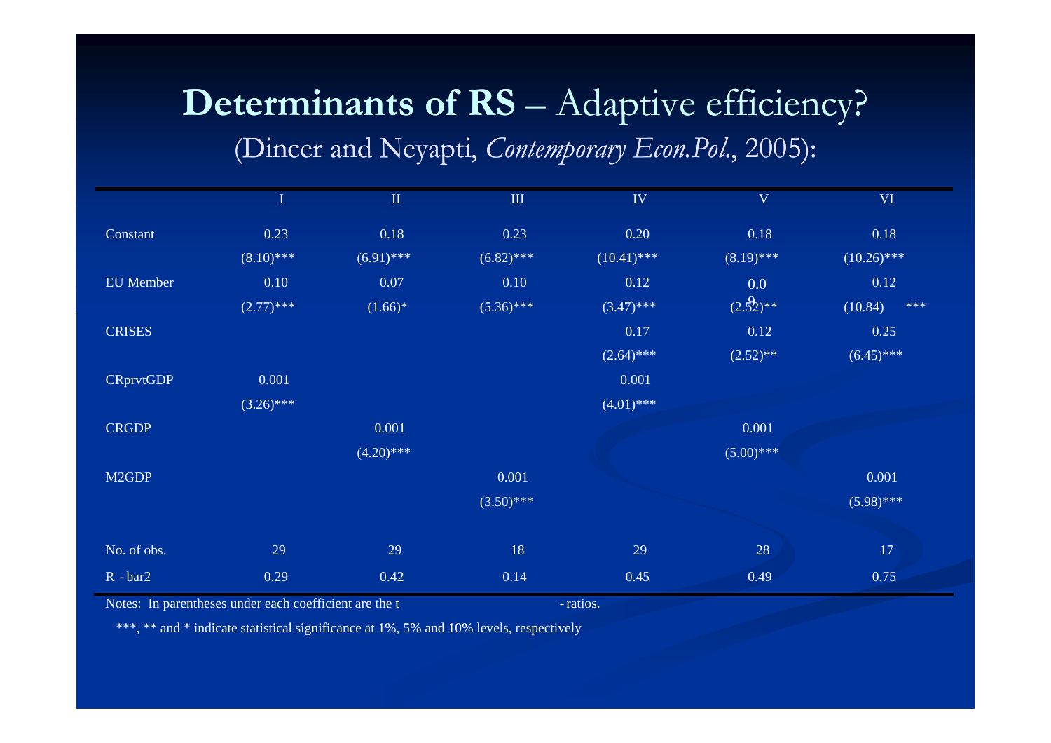# **Determinants of RS** – Adaptive efficiency?

(Dincer and Neyapti, *Contemporary Econ.Pol.*, 2005):

| | I | II | III | IV | V | VI |
|---|---|---|---|---|---|---|
| Constant | 0.23 | 0.18 | 0.23 | 0.20 | 0.18 | 0.18 |
| | (8.10)*** | (6.91)*** | (6.82)*** | (10.41)*** | (8.19)*** | (10.26)*** |
| EU Member | 0.10 | 0.07 | 0.10 | 0.12 | 0.09 | 0.12 |
| | (2.77)*** | (1.66)* | (5.36)*** | (3.47)*** | (2.52)** | (10.84)*** |
| CRISES | | | | 0.17 | 0.12 | 0.25 |
| | | | | (2.64)*** | (2.52)** | (6.45)*** |
| CRprvtGDP | 0.001 | | | 0.001 | | |
| | (3.26)*** | | | (4.01)*** | | |
| CRGDP | | 0.001 | | | 0.001 | |
| | | (4.20)*** | | | (5.00)*** | |
| M2GDP | | | 0.001 | | | 0.001 |
| | | | (3.50)*** | | | (5.98)*** |
| No. of obs. | 29 | 29 | 18 | 29 | 28 | 17 |
| R - bar2 | 0.29 | 0.42 | 0.14 | 0.45 | 0.49 | 0.75 |

Notes: In parentheses under each coefficient are the t-ratios.

***, ** and * indicate statistical significance at 1%, 5% and 10% levels, respectively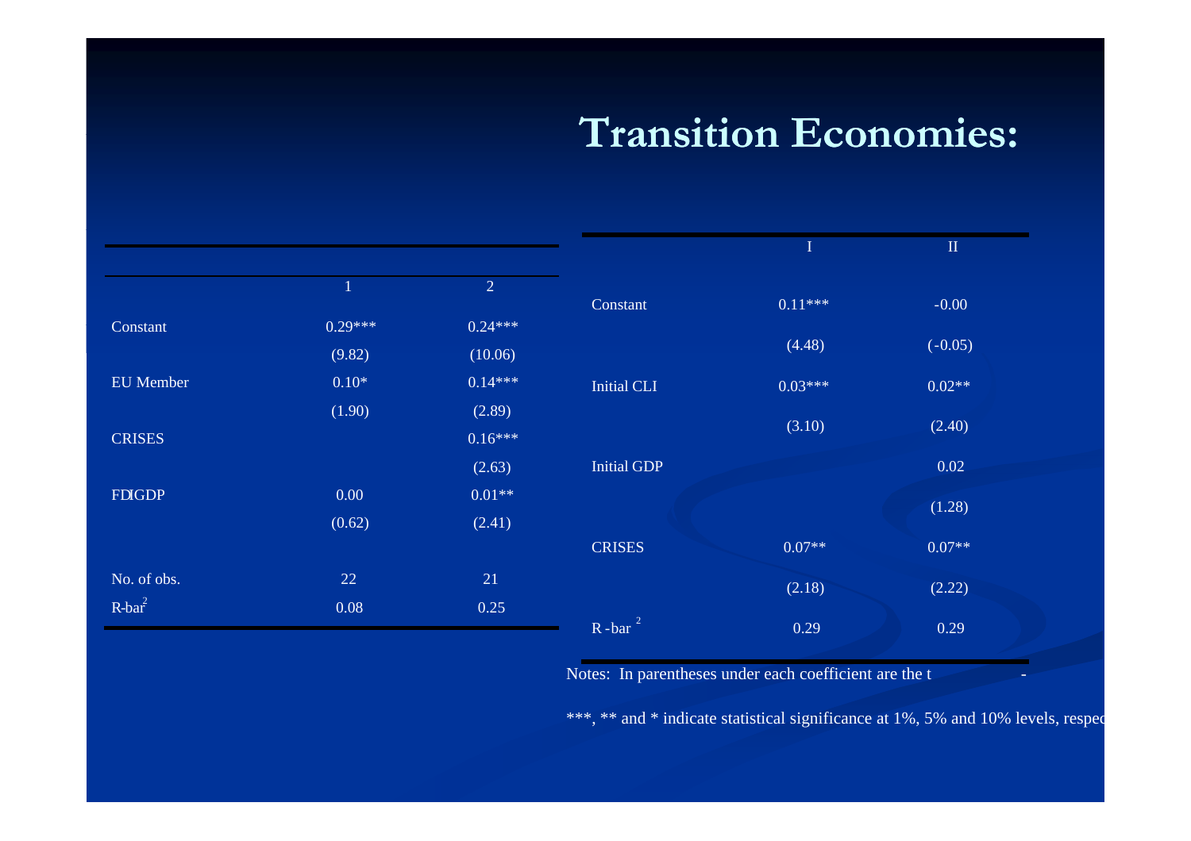# Transition Economies:

| | 1 | 2 |
|---|---|---|
| Constant | 0.29*** | 0.24*** |
| | (9.82) | (10.06) |
| EU Member | 0.10* | 0.14*** |
| | (1.90) | (2.89) |
| CRISES | | 0.16*** |
| | | (2.63) |
| FDIGDP | 0.00 | 0.01** |
| | (0.62) | (2.41) |
| No. of obs. | 22 | 21 |
| R-bar$^2$ | 0.08 | 0.25 |

| | I | II |
|---|---|---|
| Constant | 0.11*** | -0.00 |
| | (4.48) | (-0.05) |
| Initial CLI | 0.03*** | 0.02** |
| | (3.10) | (2.40) |
| Initial GDP | | 0.02 |
| | | (1.28) |
| CRISES | 0.07** | 0.07** |
| | (2.18) | (2.22) |
| R-bar$^2$ | 0.29 | 0.29 |

Notes: In parentheses under each coefficient are the t -

***, ** and * indicate statistical significance at 1%, 5% and 10% levels, respec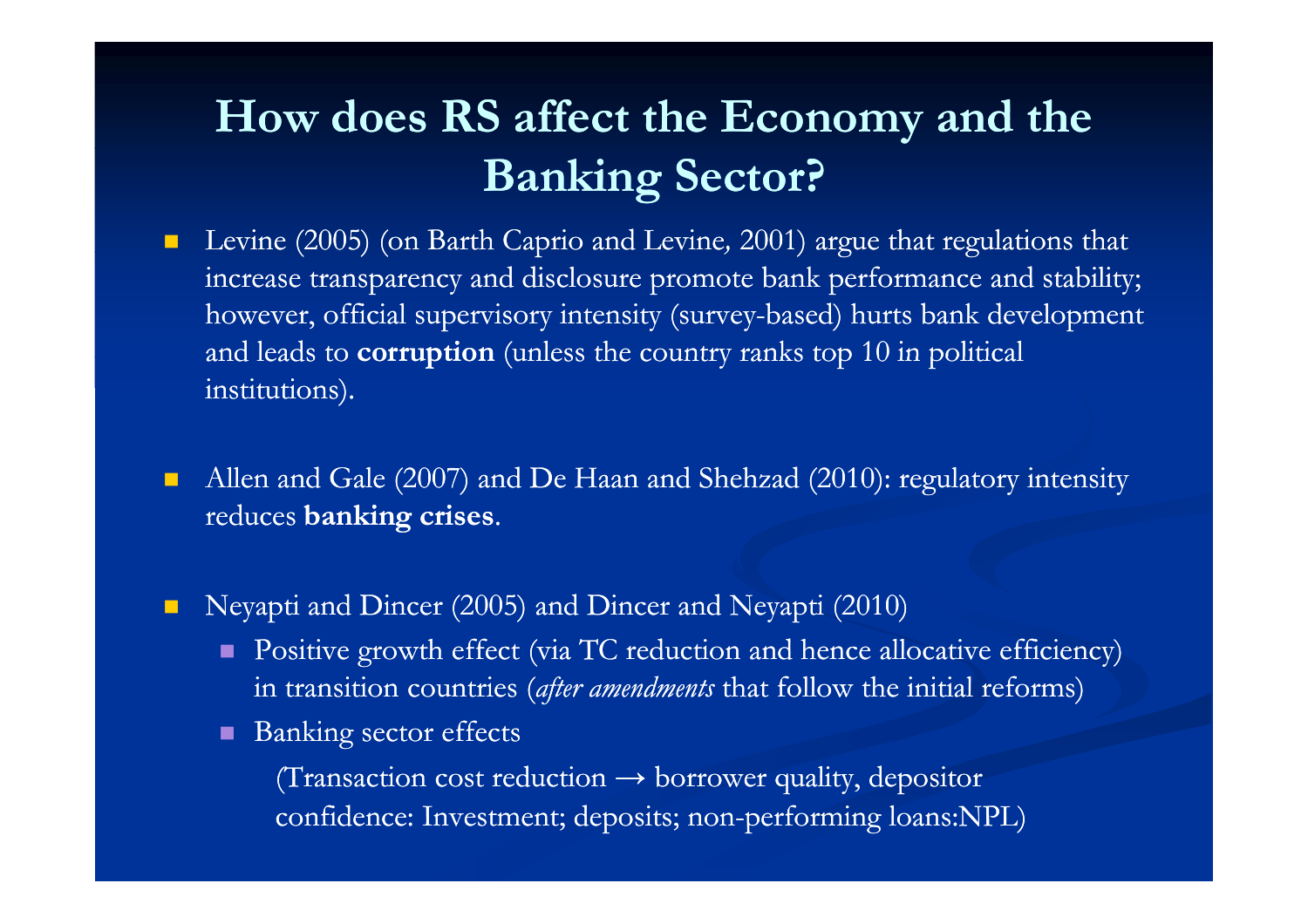# How does RS affect the Economy and the Banking Sector?

- Levine (2005) (on Barth Caprio and Levine, 2001) argue that regulations that increase transparency and disclosure promote bank performance and stability; however, official supervisory intensity (survey-based) hurts bank development and leads to **corruption** (unless the country ranks top 10 in political institutions).

- Allen and Gale (2007) and De Haan and Shehzad (2010): regulatory intensity reduces **banking crises**.

- Neyapti and Dincer (2005) and Dincer and Neyapti (2010)
  - Positive growth effect (via TC reduction and hence allocative efficiency) in transition countries (*after amendments* that follow the initial reforms)
  - Banking sector effects

    (Transaction cost reduction → borrower quality, depositor confidence: Investment; deposits; non-performing loans:NPL)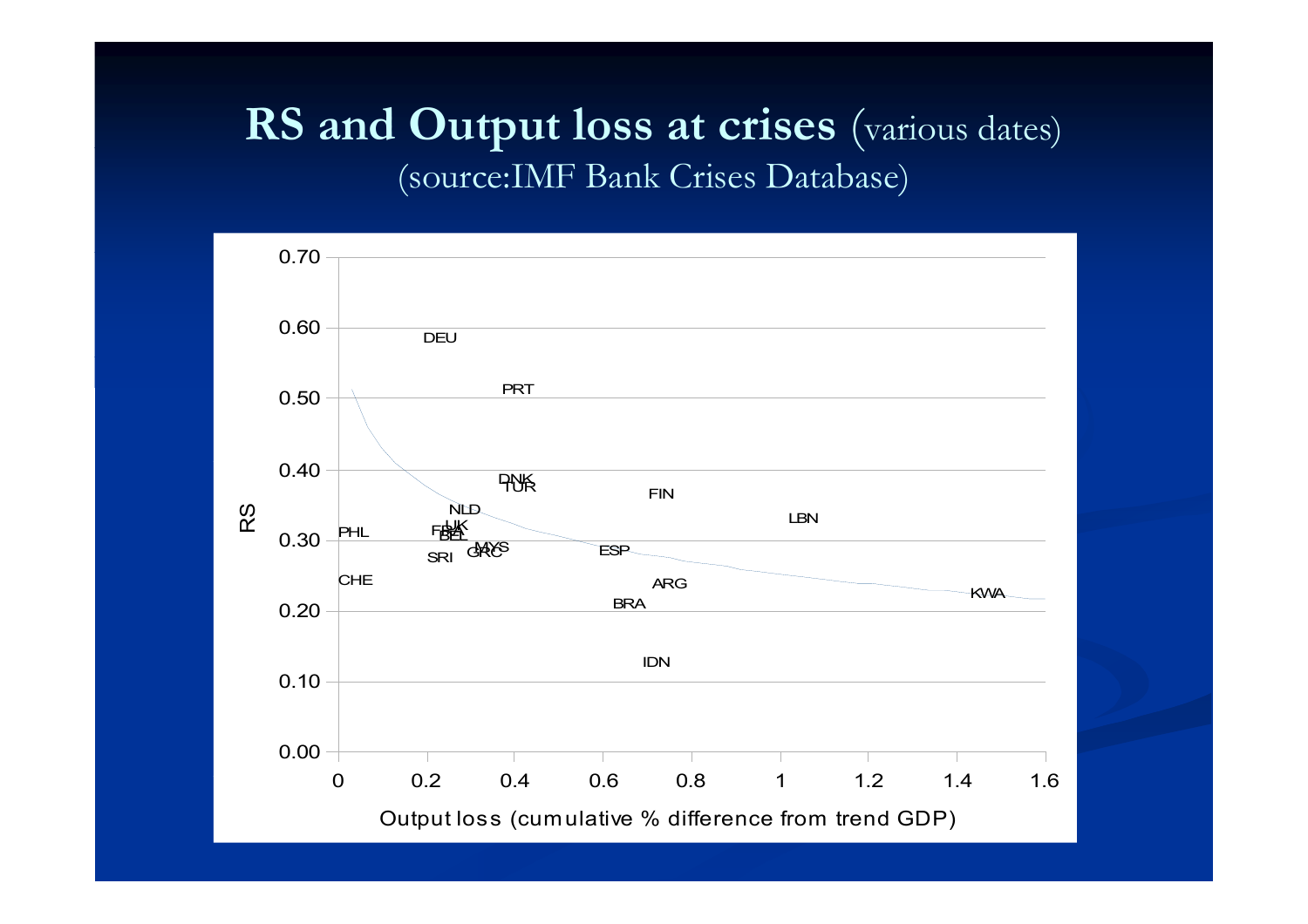# RS and Output loss at crises (various dates)

(source:IMF Bank Crises Database)

RS

0.70
0.60
0.50
0.40
0.30
0.20
0.10
0.00

DEU
PRT
DNK
TUR
FIN
NLD
LBN
UK
FRA
PHL
BEL
MYS
GRC
ESP
SRI
CHE
ARG
KWA
BRA
IDN

0 0.2 0.4 0.6 0.8 1 1.2 1.4 1.6

Output loss (cumulative % difference from trend GDP)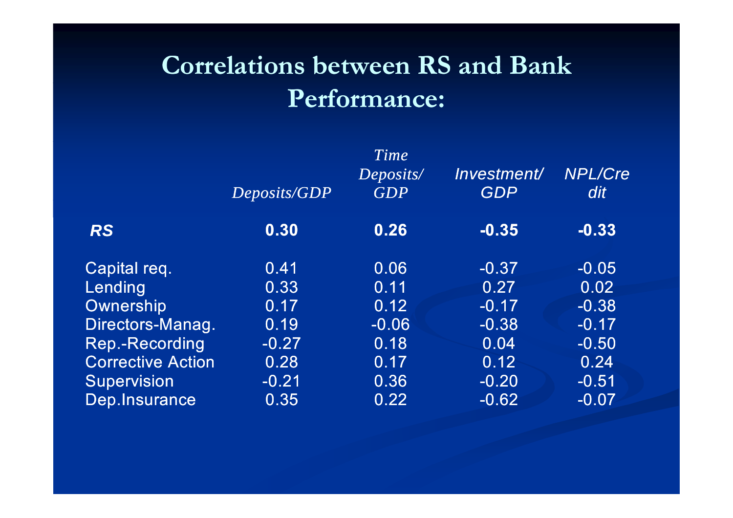# Correlations between RS and Bank Performance:

| | *Deposits/GDP* | *Time Deposits/ GDP* | *Investment/ GDP* | *NPL/Credit* |
|---|---|---|---|---|
| ***RS*** | **0.30** | **0.26** | **-0.35** | **-0.33** |
| Capital req. | 0.41 | 0.06 | -0.37 | -0.05 |
| Lending | 0.33 | 0.11 | 0.27 | 0.02 |
| Ownership | 0.17 | 0.12 | -0.17 | -0.38 |
| Directors-Manag. | 0.19 | -0.06 | -0.38 | -0.17 |
| Rep.-Recording | -0.27 | 0.18 | 0.04 | -0.50 |
| Corrective Action | 0.28 | 0.17 | 0.12 | 0.24 |
| Supervision | -0.21 | 0.36 | -0.20 | -0.51 |
| Dep.Insurance | 0.35 | 0.22 | -0.62 | -0.07 |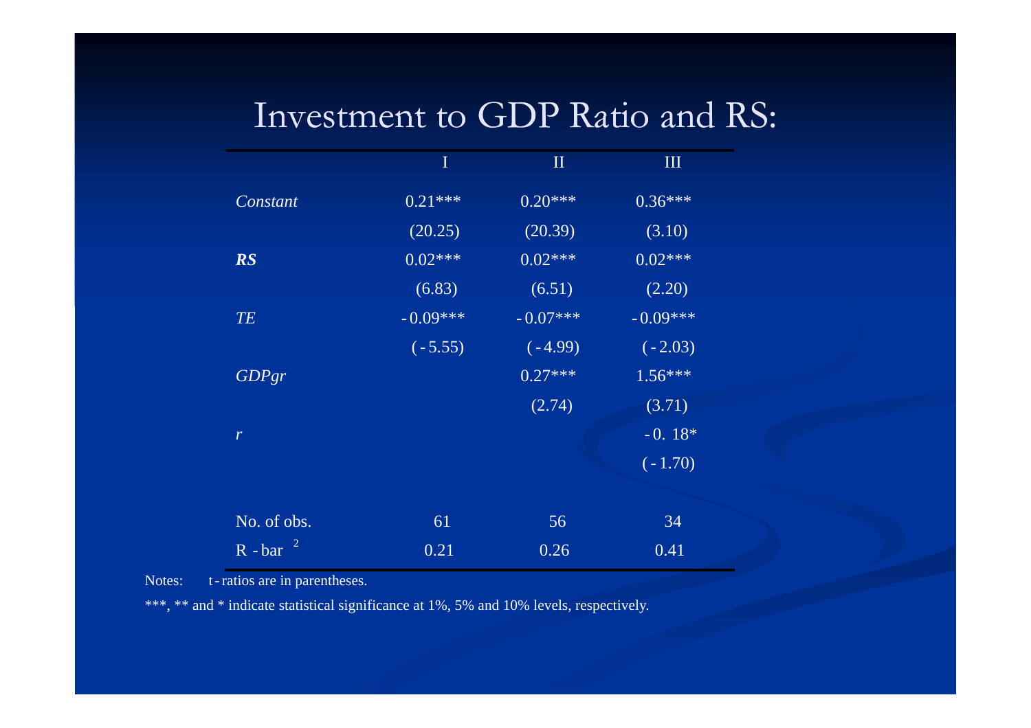# Investment to GDP Ratio and RS:

| | I | II | III |
|---|---|---|---|
| *Constant* | 0.21*** | 0.20*** | 0.36*** |
| | (20.25) | (20.39) | (3.10) |
| ***RS*** | 0.02*** | 0.02*** | 0.02*** |
| | (6.83) | (6.51) | (2.20) |
| *TE* | -0.09*** | -0.07*** | -0.09*** |
| | (-5.55) | (-4.99) | (-2.03) |
| *GDPgr* | | 0.27*** | 1.56*** |
| | | (2.74) | (3.71) |
| *r* | | | -0. 18* |
| | | | (-1.70) |
| No. of obs. | 61 | 56 | 34 |
| R-bar $^2$ | 0.21 | 0.26 | 0.41 |

Notes: t-ratios are in parentheses.

***, ** and * indicate statistical significance at 1%, 5% and 10% levels, respectively.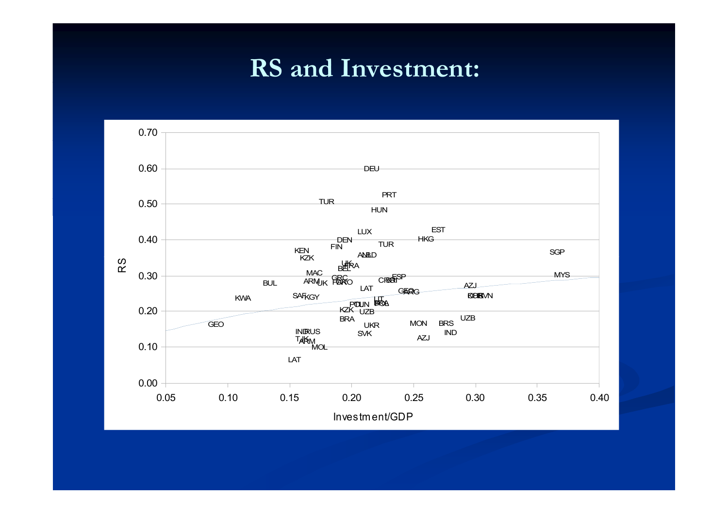# RS and Investment: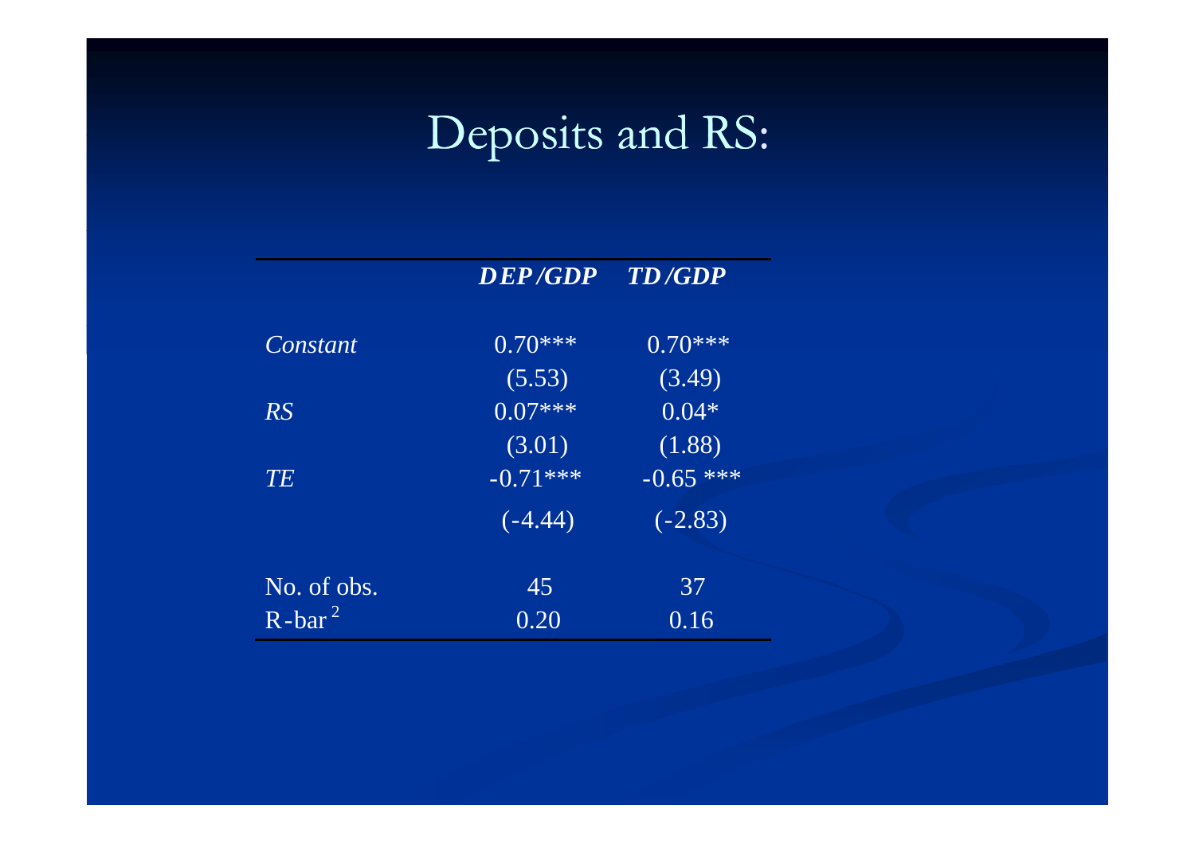# Deposits and RS:

| | ***DEP/GDP*** | ***TD/GDP*** |
|---|---|---|
| *Constant* | 0.70*** | 0.70*** |
| | (5.53) | (3.49) |
| *RS* | 0.07*** | 0.04* |
| | (3.01) | (1.88) |
| *TE* | -0.71*** | -0.65 *** |
| | (-4.44) | (-2.83) |
| No. of obs. | 45 | 37 |
| R-bar $^2$ | 0.20 | 0.16 |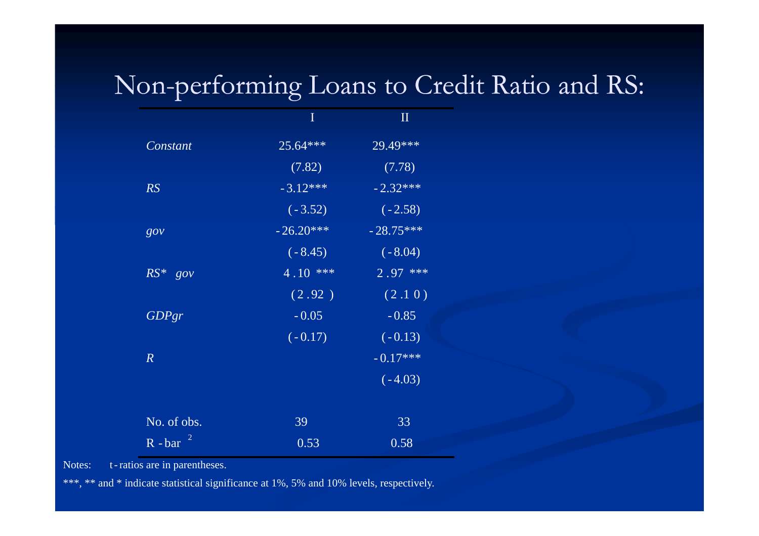# Non-performing Loans to Credit Ratio and RS:

| | I | II |
|---|---|---|
| *Constant* | 25.64*** | 29.49*** |
| | (7.82) | (7.78) |
| *RS* | -3.12*** | -2.32*** |
| | (-3.52) | (-2.58) |
| *gov* | -26.20*** | -28.75*** |
| | (-8.45) | (-8.04) |
| *RS* gov* | 4.10 *** | 2.97 *** |
| | (2.92) | (2.10) |
| *GDPgr* | -0.05 | -0.85 |
| | (-0.17) | (-0.13) |
| *R* | | -0.17*** |
| | | (-4.03) |
| No. of obs. | 39 | 33 |
| R-bar $^2$ | 0.53 | 0.58 |

Notes: t-ratios are in parentheses.

***, ** and * indicate statistical significance at 1%, 5% and 10% levels, respectively.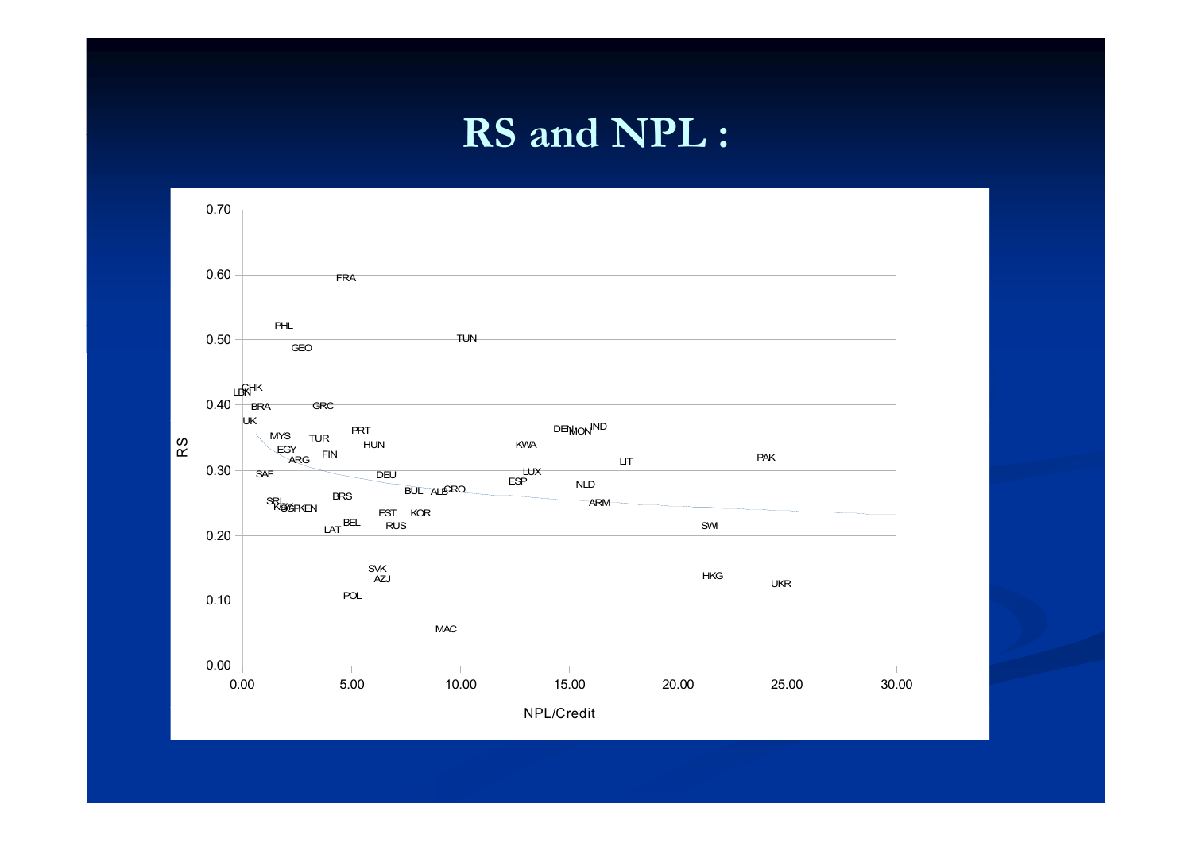# RS and NPL :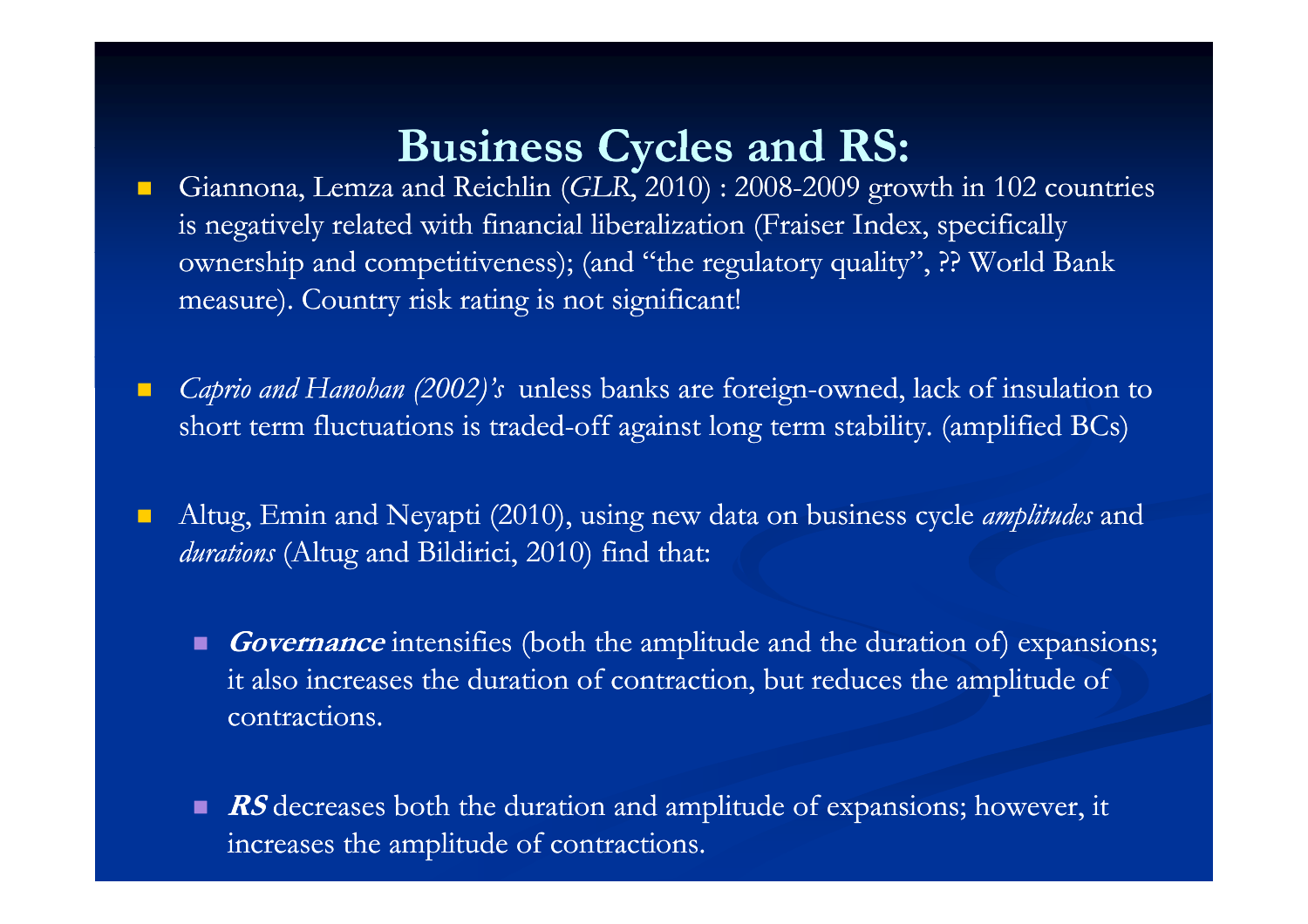## Business Cycles and RS:

- Giannona, Lemza and Reichlin (*GLR*, 2010) : 2008-2009 growth in 102 countries is negatively related with financial liberalization (Fraiser Index, specifically ownership and competitiveness); (and "the regulatory quality", ?? World Bank measure). Country risk rating is not significant!

- *Caprio and Hanohan (2002)'s* unless banks are foreign-owned, lack of insulation to short term fluctuations is traded-off against long term stability. (amplified BCs)

- Altug, Emin and Neyapti (2010), using new data on business cycle *amplitudes* and *durations* (Altug and Bildirici, 2010) find that:

  - ***Governance*** intensifies (both the amplitude and the duration of) expansions; it also increases the duration of contraction, but reduces the amplitude of contractions.

  - ***RS*** decreases both the duration and amplitude of expansions; however, it increases the amplitude of contractions.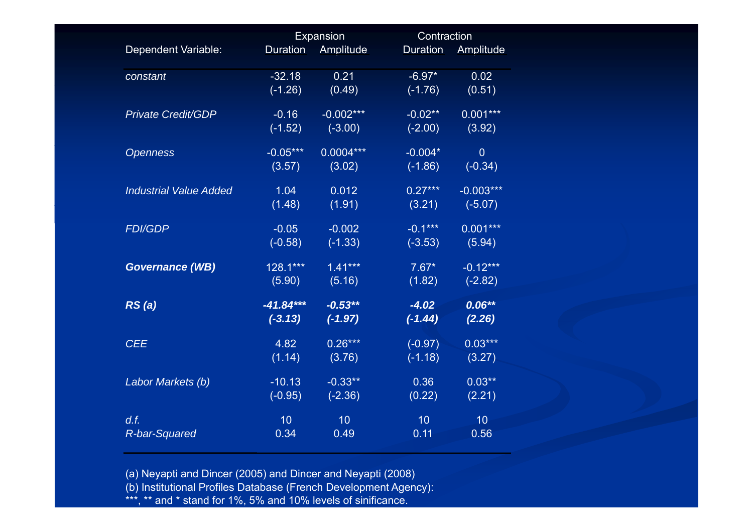| Dependent Variable: | Expansion Duration | Expansion Amplitude | Contraction Duration | Contraction Amplitude |
|---|---|---|---|---|
| *constant* | -32.18 | 0.21 | -6.97* | 0.02 |
| | (-1.26) | (0.49) | (-1.76) | (0.51) |
| *Private Credit/GDP* | -0.16 | -0.002*** | -0.02** | 0.001*** |
| | (-1.52) | (-3.00) | (-2.00) | (3.92) |
| *Openness* | -0.05*** | 0.0004*** | -0.004* | 0 |
| | (3.57) | (3.02) | (-1.86) | (-0.34) |
| *Industrial Value Added* | 1.04 | 0.012 | 0.27*** | -0.003*** |
| | (1.48) | (1.91) | (3.21) | (-5.07) |
| *FDI/GDP* | -0.05 | -0.002 | -0.1*** | 0.001*** |
| | (-0.58) | (-1.33) | (-3.53) | (5.94) |
| ***Governance (WB)*** | 128.1*** | 1.41*** | 7.67* | -0.12*** |
| | (5.90) | (5.16) | (1.82) | (-2.82) |
| ***RS (a)*** | ***-41.84**** | ***-0.53*** | ***-4.02*** | ***0.06*** |
| | ***(-3.13)*** | ***(-1.97)*** | ***(-1.44)*** | ***(2.26)*** |
| *CEE* | 4.82 | 0.26*** | (-0.97) | 0.03*** |
| | (1.14) | (3.76) | (-1.18) | (3.27) |
| *Labor Markets (b)* | -10.13 | -0.33** | 0.36 | 0.03** |
| | (-0.95) | (-2.36) | (0.22) | (2.21) |
| *d.f.* | 10 | 10 | 10 | 10 |
| *R-bar-Squared* | 0.34 | 0.49 | 0.11 | 0.56 |

(a) Neyapti and Dincer (2005) and Dincer and Neyapti (2008)
(b) Institutional Profiles Database (French Development Agency):
***, ** and * stand for 1%, 5% and 10% levels of sinificance.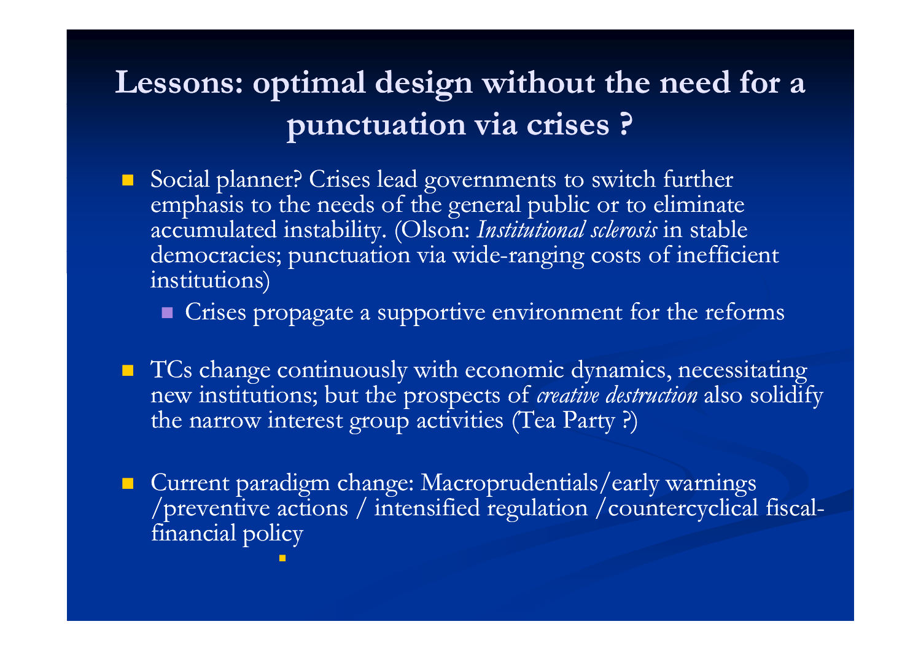# Lessons: optimal design without the need for a punctuation via crises ?

- Social planner? Crises lead governments to switch further emphasis to the needs of the general public or to eliminate accumulated instability. (Olson: *Institutional sclerosis* in stable democracies; punctuation via wide-ranging costs of inefficient institutions)
  - Crises propagate a supportive environment for the reforms
- TCs change continuously with economic dynamics, necessitating new institutions; but the prospects of *creative destruction* also solidify the narrow interest group activities (Tea Party ?)
- Current paradigm change: Macroprudentials/early warnings /preventive actions / intensified regulation /countercyclical fiscal-financial policy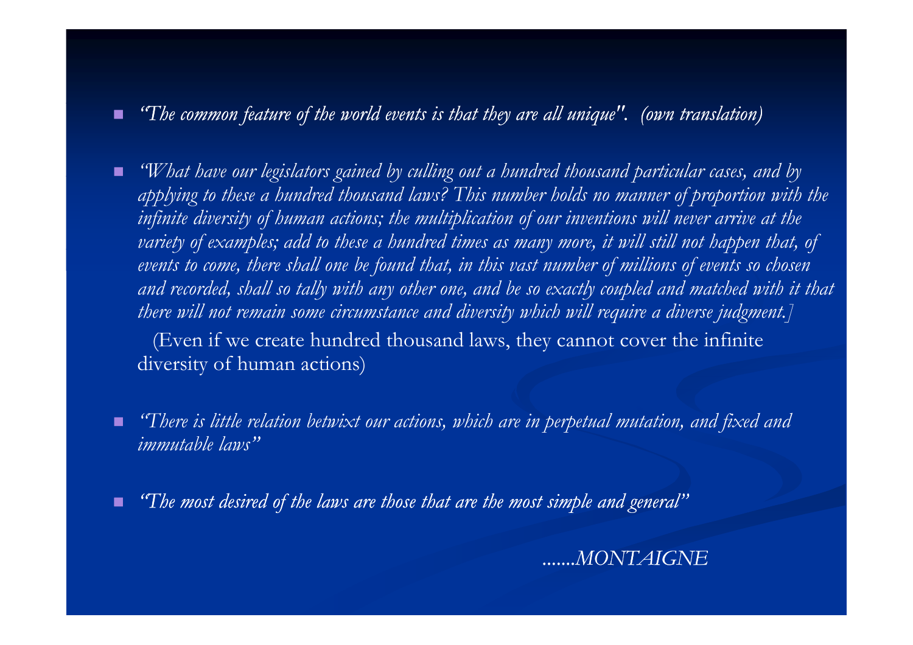- *"The common feature of the world events is that they are all unique". (own translation)*

- *"What have our legislators gained by culling out a hundred thousand particular cases, and by applying to these a hundred thousand laws? This number holds no manner of proportion with the infinite diversity of human actions; the multiplication of our inventions will never arrive at the variety of examples; add to these a hundred times as many more, it will still not happen that, of events to come, there shall one be found that, in this vast number of millions of events so chosen and recorded, shall so tally with any other one, and be so exactly coupled and matched with it that there will not remain some circumstance and diversity which will require a diverse judgment.]*

  (Even if we create hundred thousand laws, they cannot cover the infinite diversity of human actions)

- *"There is little relation betwixt our actions, which are in perpetual mutation, and fixed and immutable laws"*

- *"The most desired of the laws are those that are the most simple and general"*

*.......MONTAIGNE*